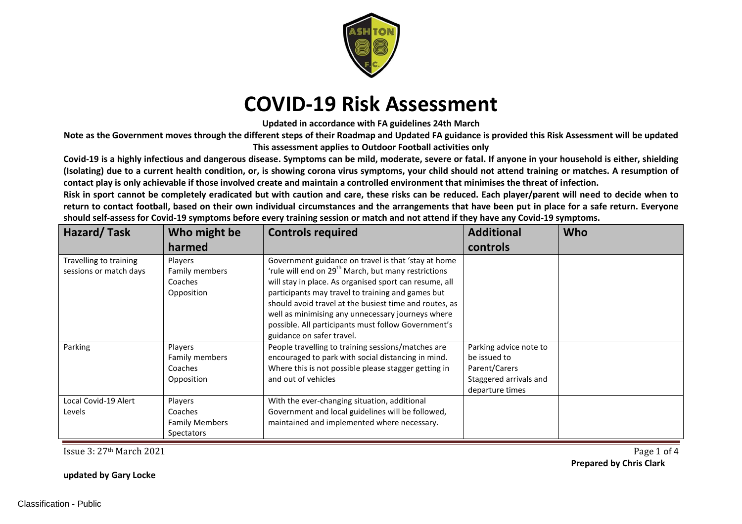# COVID-19 Risk Assessment

**Updated in accordance with FA guidelines 24th March**

**Note as the Government moves through the different steps of their Roadmap and Updated FA guidance is provided this Risk Assessment will be updated**

**This assessment applies to Outdoor Football activities only**

**Covid-19 is a highly infectious and dangerous disease. Symptoms can be mild, moderate, severe or fatal. If anyone in your household is either, shielding (Isolating) due to a current health condition, or, is showing corona virus symptoms, your child should not attend training or matches. A resumption of contact play is only achievable if those involved create and maintain a controlled environment that minimises the threat of infection.**

**Risk in sport cannot be completely eradicated but with caution and care, these risks can be reduced. Each player/parent will need to decide when to return to contact football, based on their own individual circumstances and the arrangements that have been put in place for a safe return. Everyone should self-assess for Covid-19 symptoms before every training session or match and not attend if they have any Covid-19 symptoms.**

| Hazard/ Task | Who might be harmed | Controls required | Additional controls | Who |
|---|---|---|---|---|
| Travelling to training sessions or match days | Players<br>Family members<br>Coaches<br>Opposition | Government guidance on travel is that 'stay at home 'rule will end on 29th March, but many restrictions will stay in place. As organised sport can resume, all participants may travel to training and games but should avoid travel at the busiest time and routes, as well as minimising any unnecessary journeys where possible. All participants must follow Government's guidance on safer travel. | | |
| Parking | Players<br>Family members<br>Coaches<br>Opposition | People travelling to training sessions/matches are encouraged to park with social distancing in mind. Where this is not possible please stagger getting in and out of vehicles | Parking advice note to be issued to Parent/Carers<br>Staggered arrivals and departure times | |
| Local Covid-19 Alert Levels | Players<br>Coaches<br>Family Members<br>Spectators | With the ever-changing situation, additional Government and local guidelines will be followed, maintained and implemented where necessary. | | |

Issue 3: 27th March 2021

**Prepared by Chris Clark**

**updated by Gary Locke**

Classification - Public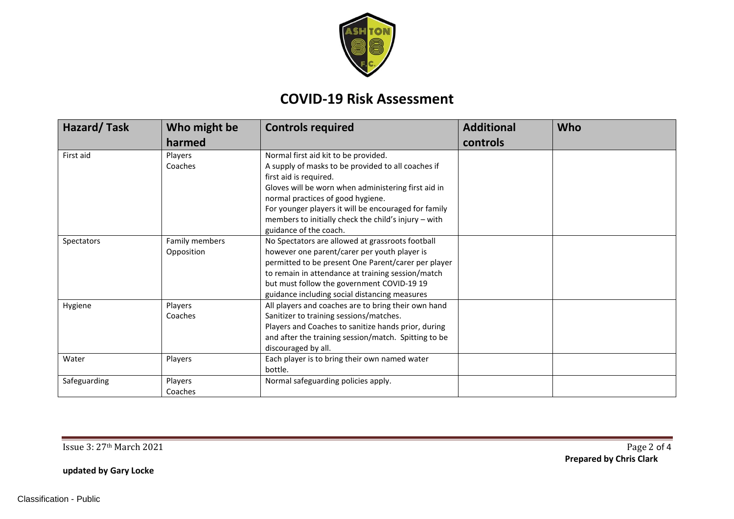# COVID-19 Risk Assessment

| Hazard/ Task | Who might be harmed | Controls required | Additional controls | Who |
|---|---|---|---|---|
| First aid | Players<br>Coaches | Normal first aid kit to be provided.<br>A supply of masks to be provided to all coaches if first aid is required.<br>Gloves will be worn when administering first aid in normal practices of good hygiene.<br>For younger players it will be encouraged for family members to initially check the child's injury – with guidance of the coach. | | |
| Spectators | Family members<br>Opposition | No Spectators are allowed at grassroots football however one parent/carer per youth player is permitted to be present One Parent/carer per player to remain in attendance at training session/match but must follow the government COVID-19 19 guidance including social distancing measures | | |
| Hygiene | Players<br>Coaches | All players and coaches are to bring their own hand Sanitizer to training sessions/matches.<br>Players and Coaches to sanitize hands prior, during and after the training session/match. Spitting to be discouraged by all. | | |
| Water | Players | Each player is to bring their own named water bottle. | | |
| Safeguarding | Players<br>Coaches | Normal safeguarding policies apply. | | |

Issue 3: 27th March 2021

**Prepared by Chris Clark**

**updated by Gary Locke**

Classification - Public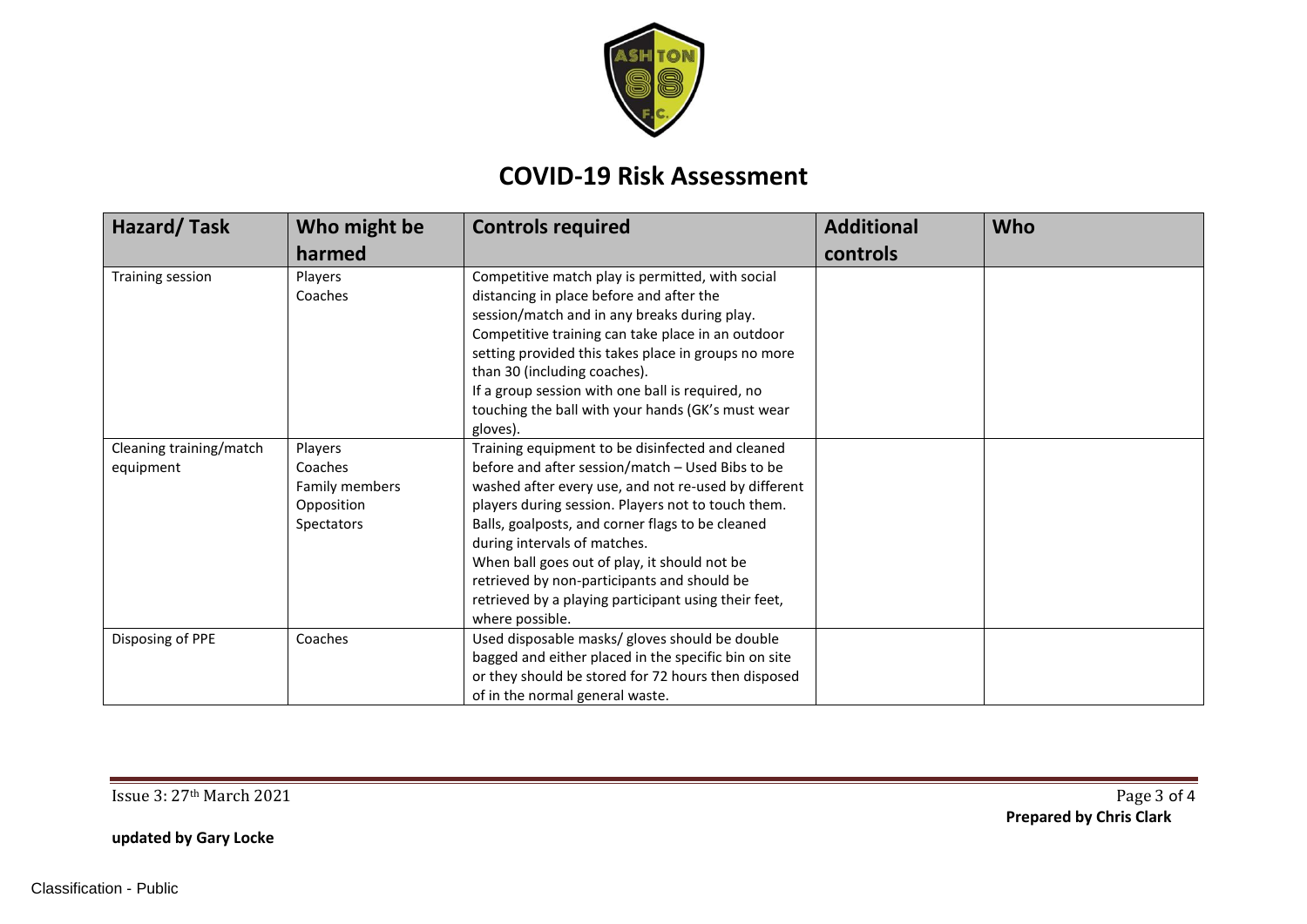# COVID-19 Risk Assessment

| Hazard/ Task | Who might be harmed | Controls required | Additional controls | Who |
|---|---|---|---|---|
| Training session | Players<br>Coaches | Competitive match play is permitted, with social distancing in place before and after the session/match and in any breaks during play.<br>Competitive training can take place in an outdoor setting provided this takes place in groups no more than 30 (including coaches).<br>If a group session with one ball is required, no touching the ball with your hands (GK's must wear gloves). | | |
| Cleaning training/match equipment | Players<br>Coaches<br>Family members<br>Opposition<br>Spectators | Training equipment to be disinfected and cleaned before and after session/match – Used Bibs to be washed after every use, and not re-used by different players during session. Players not to touch them.<br>Balls, goalposts, and corner flags to be cleaned during intervals of matches.<br>When ball goes out of play, it should not be retrieved by non-participants and should be retrieved by a playing participant using their feet, where possible. | | |
| Disposing of PPE | Coaches | Used disposable masks/ gloves should be double bagged and either placed in the specific bin on site or they should be stored for 72 hours then disposed of in the normal general waste. | | |

Issue 3: 27th March 2021

**Prepared by Chris Clark**

**updated by Gary Locke**

Classification - Public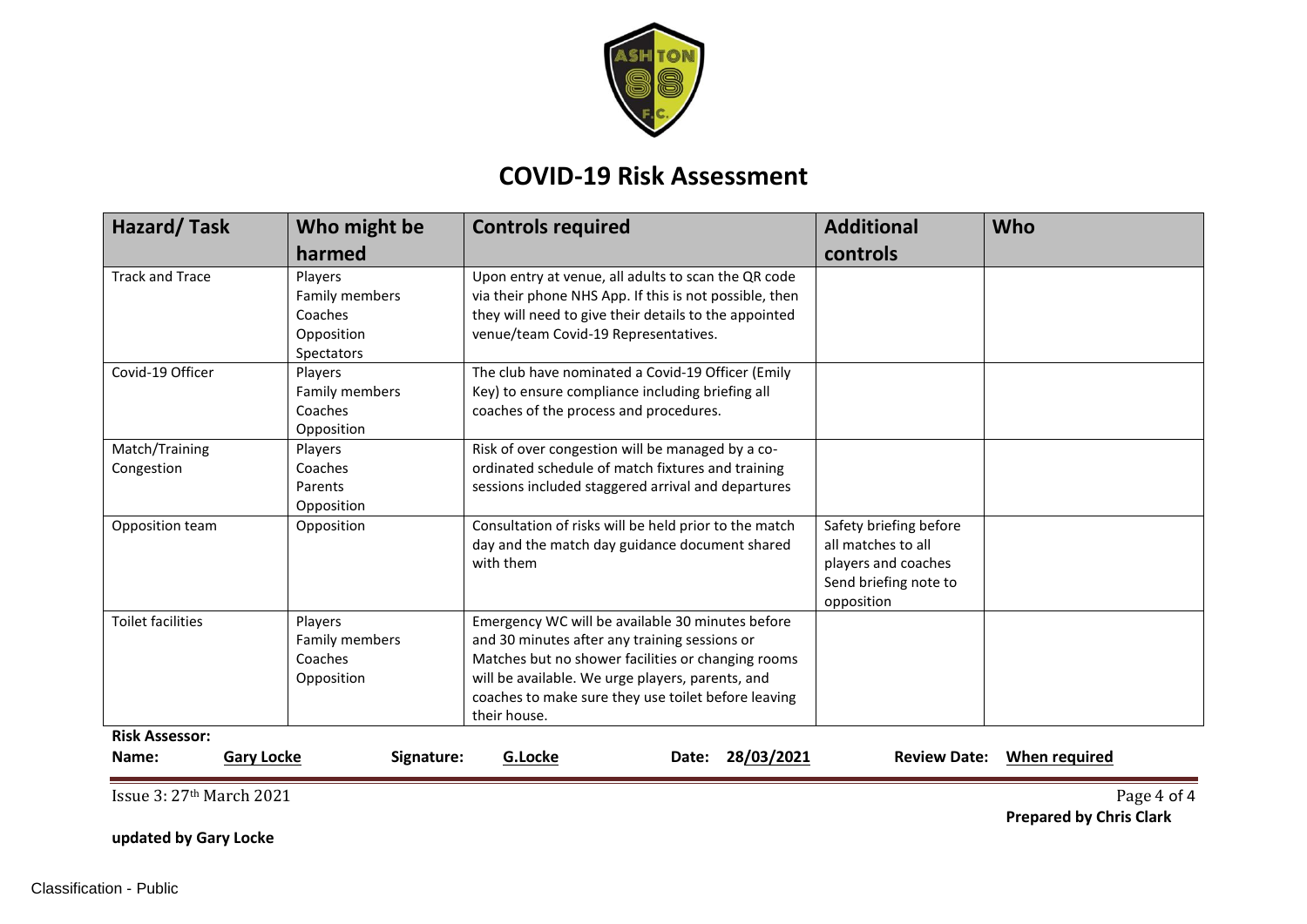# COVID-19 Risk Assessment

| Hazard/ Task | Who might be harmed | Controls required | Additional controls | Who |
|---|---|---|---|---|
| Track and Trace | Players<br>Family members<br>Coaches<br>Opposition<br>Spectators | Upon entry at venue, all adults to scan the QR code via their phone NHS App. If this is not possible, then they will need to give their details to the appointed venue/team Covid-19 Representatives. | | |
| Covid-19 Officer | Players<br>Family members<br>Coaches<br>Opposition | The club have nominated a Covid-19 Officer (Emily Key) to ensure compliance including briefing all coaches of the process and procedures. | | |
| Match/Training Congestion | Players<br>Coaches<br>Parents<br>Opposition | Risk of over congestion will be managed by a co-ordinated schedule of match fixtures and training sessions included staggered arrival and departures | | |
| Opposition team | Opposition | Consultation of risks will be held prior to the match day and the match day guidance document shared with them | Safety briefing before all matches to all players and coaches<br>Send briefing note to opposition | |
| Toilet facilities | Players<br>Family members<br>Coaches<br>Opposition | Emergency WC will be available 30 minutes before and 30 minutes after any training sessions or Matches but no shower facilities or changing rooms will be available. We urge players, parents, and coaches to make sure they use toilet before leaving their house. | | |

**Risk Assessor:**

**Name:** Gary Locke **Signature:** G.Locke **Date:** 28/03/2021 **Review Date:** When required

Issue 3: 27th March 2021

**Prepared by Chris Clark**

**updated by Gary Locke**

Classification - Public